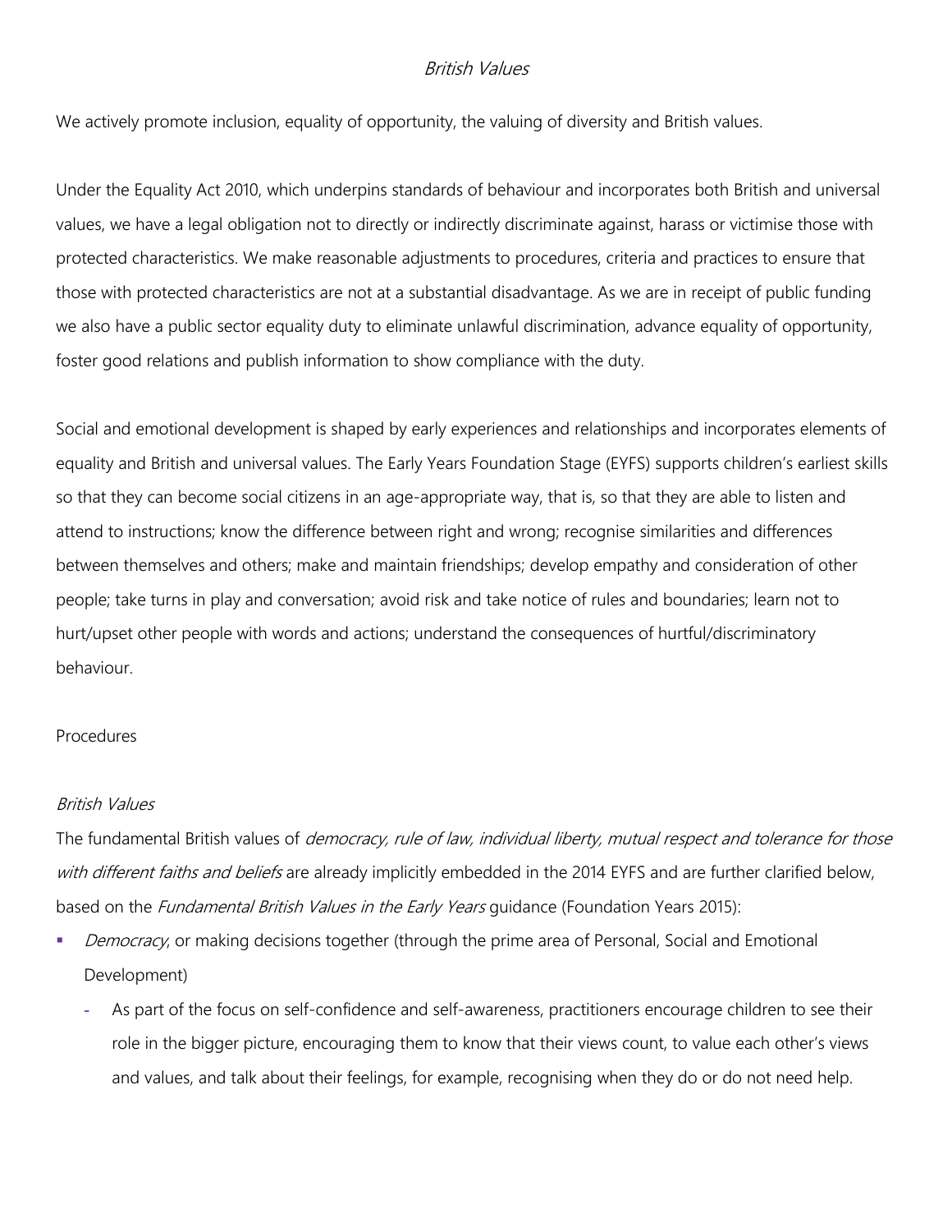# *British Values*

We actively promote inclusion, equality of opportunity, the valuing of diversity and British values.

Under the Equality Act 2010, which underpins standards of behaviour and incorporates both British and universal values, we have a legal obligation not to directly or indirectly discriminate against, harass or victimise those with protected characteristics. We make reasonable adjustments to procedures, criteria and practices to ensure that those with protected characteristics are not at a substantial disadvantage. As we are in receipt of public funding we also have a public sector equality duty to eliminate unlawful discrimination, advance equality of opportunity, foster good relations and publish information to show compliance with the duty.

Social and emotional development is shaped by early experiences and relationships and incorporates elements of equality and British and universal values. The Early Years Foundation Stage (EYFS) supports children's earliest skills so that they can become social citizens in an age-appropriate way, that is, so that they are able to listen and attend to instructions; know the difference between right and wrong; recognise similarities and differences between themselves and others; make and maintain friendships; develop empathy and consideration of other people; take turns in play and conversation; avoid risk and take notice of rules and boundaries; learn not to hurt/upset other people with words and actions; understand the consequences of hurtful/discriminatory behaviour.

## Procedures

### *British Values*

The fundamental British values of *democracy, rule of law, individual liberty, mutual respect and tolerance for those with different faiths and beliefs* are already implicitly embedded in the 2014 EYFS and are further clarified below, based on the *Fundamental British Values in the Early Years* guidance (Foundation Years 2015):

- *Democracy*, or making decisions together (through the prime area of Personal, Social and Emotional Development)
  - As part of the focus on self-confidence and self-awareness, practitioners encourage children to see their role in the bigger picture, encouraging them to know that their views count, to value each other's views and values, and talk about their feelings, for example, recognising when they do or do not need help.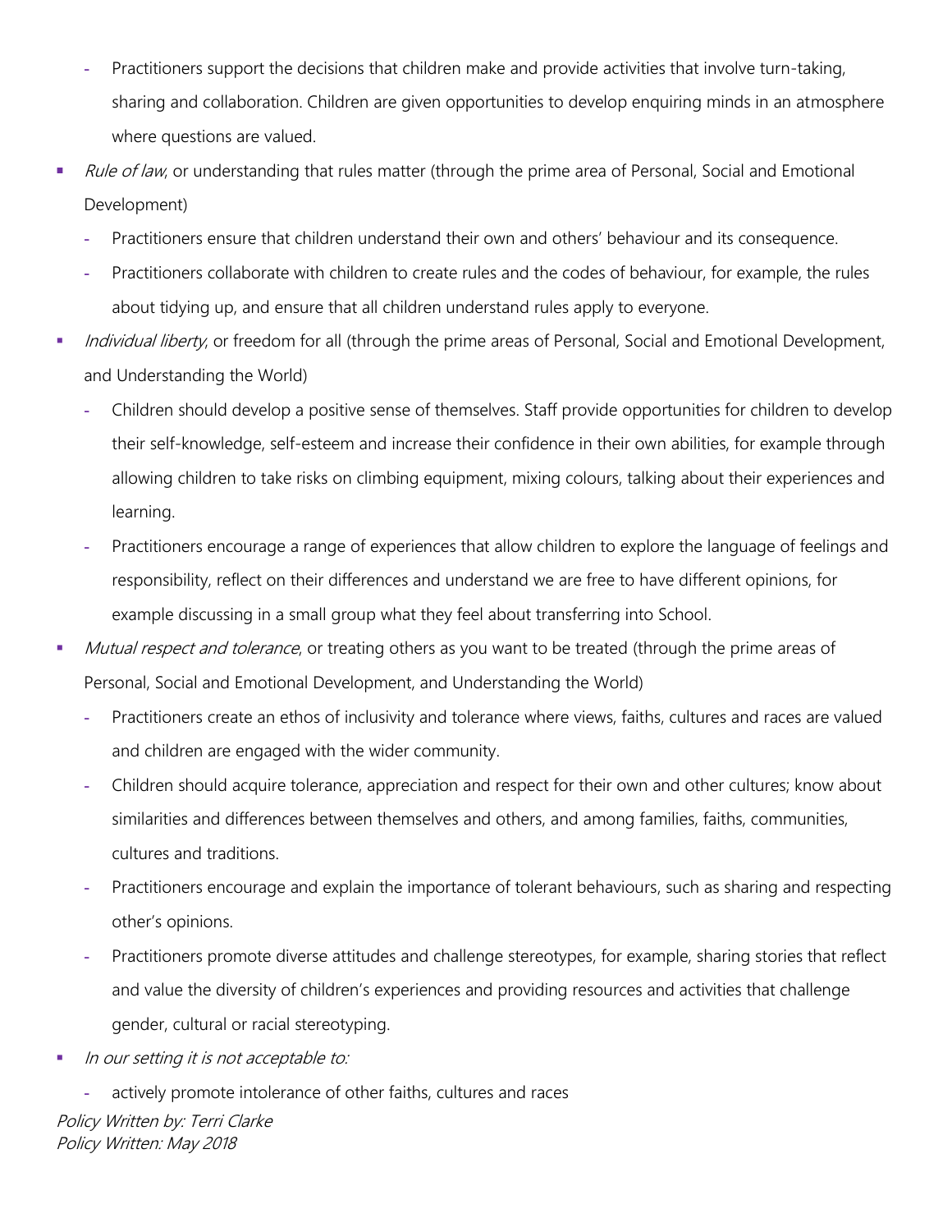- Practitioners support the decisions that children make and provide activities that involve turn-taking, sharing and collaboration. Children are given opportunities to develop enquiring minds in an atmosphere where questions are valued.
- *Rule of law*, or understanding that rules matter (through the prime area of Personal, Social and Emotional Development)
  - Practitioners ensure that children understand their own and others' behaviour and its consequence.
  - Practitioners collaborate with children to create rules and the codes of behaviour, for example, the rules about tidying up, and ensure that all children understand rules apply to everyone.
- *Individual liberty*, or freedom for all (through the prime areas of Personal, Social and Emotional Development, and Understanding the World)
  - Children should develop a positive sense of themselves. Staff provide opportunities for children to develop their self-knowledge, self-esteem and increase their confidence in their own abilities, for example through allowing children to take risks on climbing equipment, mixing colours, talking about their experiences and learning.
  - Practitioners encourage a range of experiences that allow children to explore the language of feelings and responsibility, reflect on their differences and understand we are free to have different opinions, for example discussing in a small group what they feel about transferring into School.
- *Mutual respect and tolerance*, or treating others as you want to be treated (through the prime areas of Personal, Social and Emotional Development, and Understanding the World)
  - Practitioners create an ethos of inclusivity and tolerance where views, faiths, cultures and races are valued and children are engaged with the wider community.
  - Children should acquire tolerance, appreciation and respect for their own and other cultures; know about similarities and differences between themselves and others, and among families, faiths, communities, cultures and traditions.
  - Practitioners encourage and explain the importance of tolerant behaviours, such as sharing and respecting other's opinions.
  - Practitioners promote diverse attitudes and challenge stereotypes, for example, sharing stories that reflect and value the diversity of children's experiences and providing resources and activities that challenge gender, cultural or racial stereotyping.
- *In our setting it is not acceptable to:*
  - actively promote intolerance of other faiths, cultures and races

*Policy Written by: Terri Clarke*
*Policy Written: May 2018*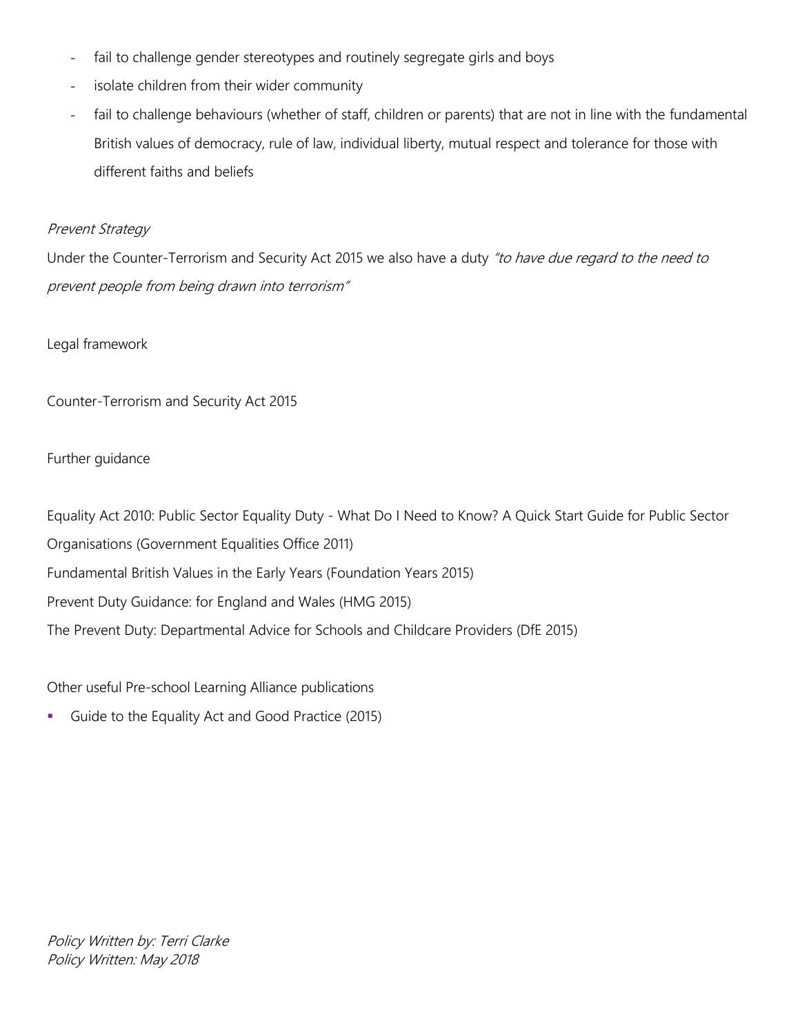- fail to challenge gender stereotypes and routinely segregate girls and boys
- isolate children from their wider community
- fail to challenge behaviours (whether of staff, children or parents) that are not in line with the fundamental British values of democracy, rule of law, individual liberty, mutual respect and tolerance for those with different faiths and beliefs

*Prevent Strategy*

Under the Counter-Terrorism and Security Act 2015 we also have a duty *"to have due regard to the need to prevent people from being drawn into terrorism"*

Legal framework

Counter-Terrorism and Security Act 2015

Further guidance

Equality Act 2010: Public Sector Equality Duty - What Do I Need to Know? A Quick Start Guide for Public Sector Organisations (Government Equalities Office 2011)

Fundamental British Values in the Early Years (Foundation Years 2015)

Prevent Duty Guidance: for England and Wales (HMG 2015)

The Prevent Duty: Departmental Advice for Schools and Childcare Providers (DfE 2015)

Other useful Pre-school Learning Alliance publications

- Guide to the Equality Act and Good Practice (2015)

*Policy Written by: Terri Clarke*
*Policy Written: May 2018*